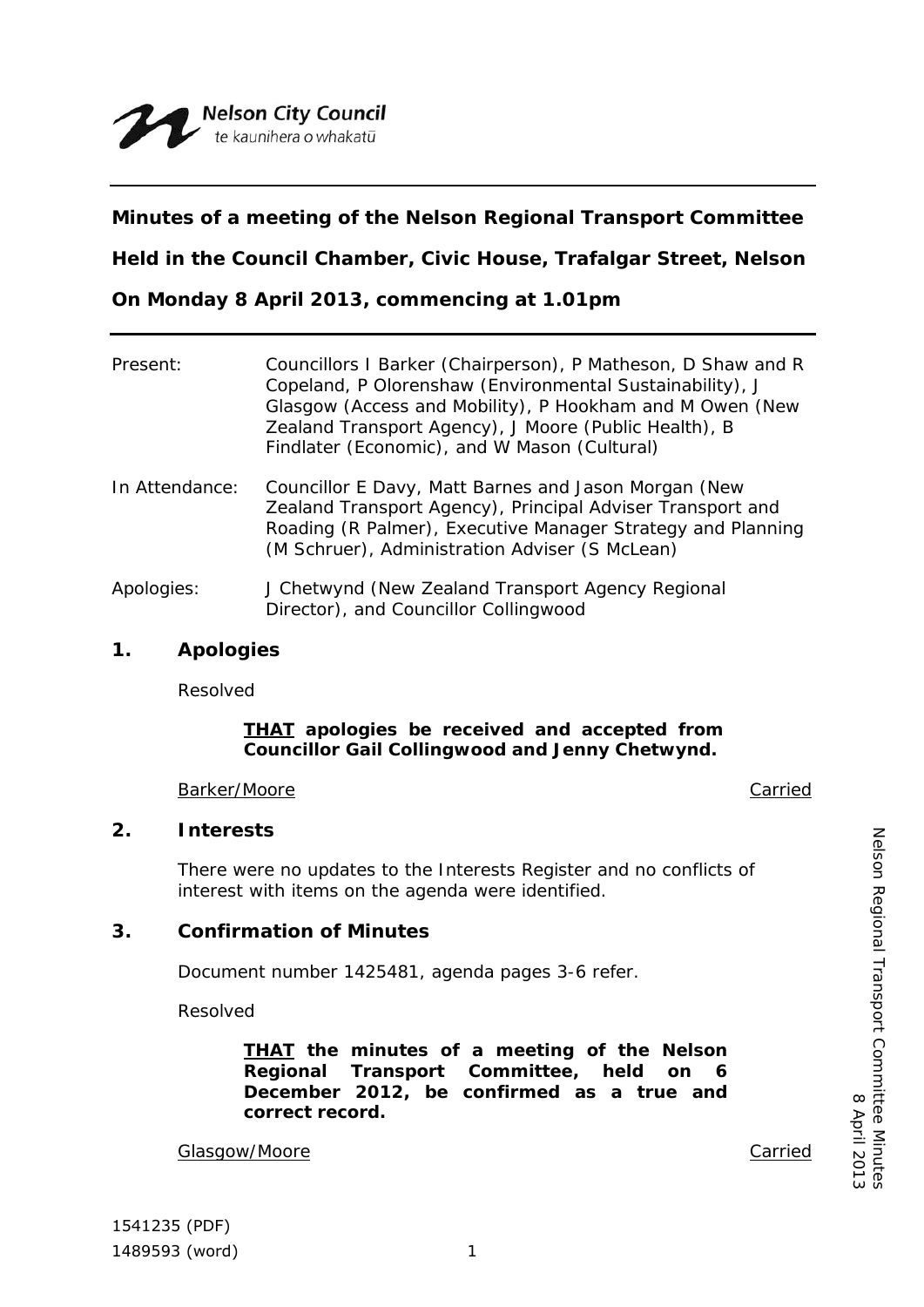Nelson City Council
te kaunihera o whakatū

---

**Minutes of a meeting of the Nelson Regional Transport Committee**

**Held in the Council Chamber, Civic House, Trafalgar Street, Nelson**

**On Monday 8 April 2013, commencing at 1.01pm**

---

Present: Councillors I Barker (Chairperson), P Matheson, D Shaw and R Copeland, P Olorenshaw (Environmental Sustainability), J Glasgow (Access and Mobility), P Hookham and M Owen (New Zealand Transport Agency), J Moore (Public Health), B Findlater (Economic), and W Mason (Cultural)

In Attendance: Councillor E Davy, Matt Barnes and Jason Morgan (New Zealand Transport Agency), Principal Adviser Transport and Roading (R Palmer), Executive Manager Strategy and Planning (M Schruer), Administration Adviser (S McLean)

Apologies: J Chetwynd (New Zealand Transport Agency Regional Director), and Councillor Collingwood

## 1. Apologies

Resolved

> **<u>THAT</u> apologies be received and accepted from Councillor Gail Collingwood and Jenny Chetwynd.**

<u>Barker/Moore</u> <u>Carried</u>

## 2. Interests

There were no updates to the Interests Register and no conflicts of interest with items on the agenda were identified.

## 3. Confirmation of Minutes

Document number 1425481, agenda pages 3-6 refer.

Resolved

> **<u>THAT</u> the minutes of a meeting of the Nelson Regional Transport Committee, held on 6 December 2012, be confirmed as a true and correct record.**

<u>Glasgow/Moore</u> <u>Carried</u>

1541235 (PDF)
1489593 (word)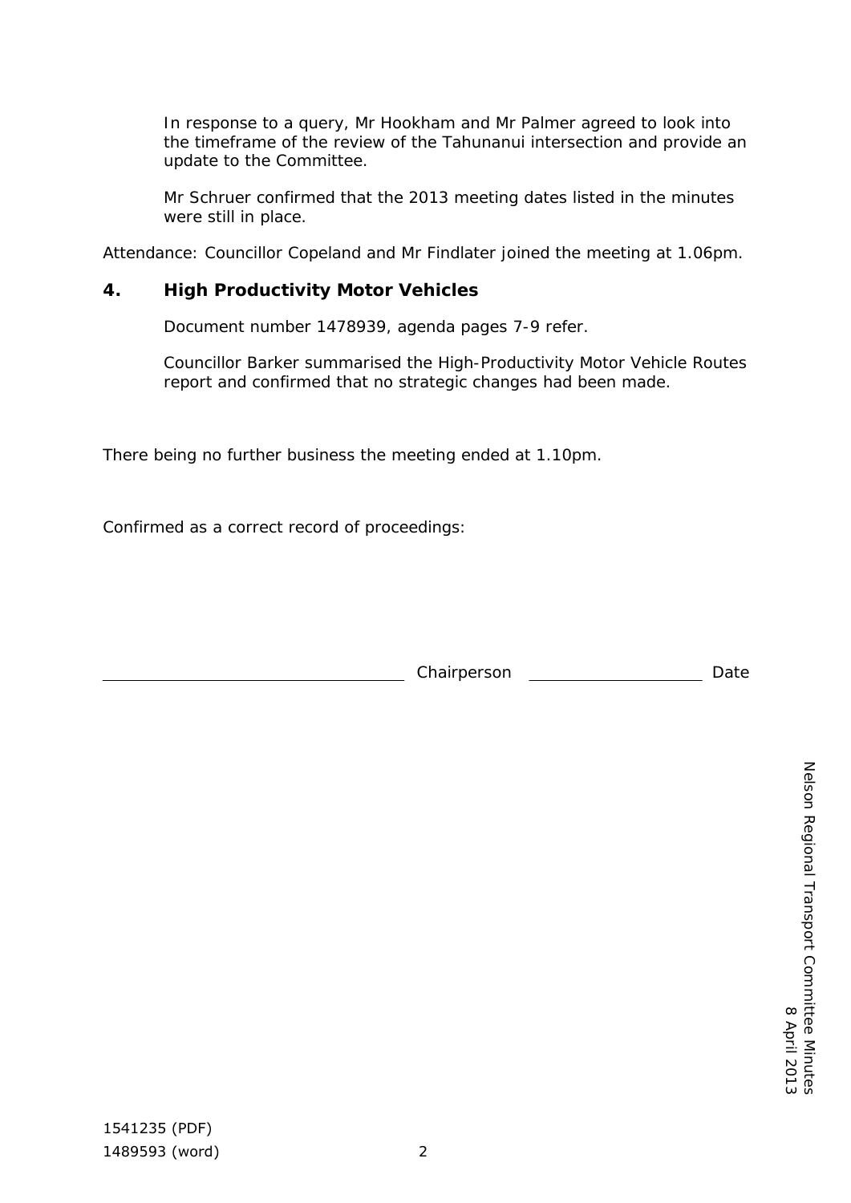In response to a query, Mr Hookham and Mr Palmer agreed to look into the timeframe of the review of the Tahunanui intersection and provide an update to the Committee.

Mr Schruer confirmed that the 2013 meeting dates listed in the minutes were still in place.

Attendance: Councillor Copeland and Mr Findlater joined the meeting at 1.06pm.

## 4. High Productivity Motor Vehicles

Document number 1478939, agenda pages 7-9 refer.

Councillor Barker summarised the High-Productivity Motor Vehicle Routes report and confirmed that no strategic changes had been made.

There being no further business the meeting ended at 1.10pm.

Confirmed as a correct record of proceedings:

\_\_\_\_\_\_\_\_\_\_\_\_\_\_\_\_\_\_\_\_\_\_\_\_\_\_\_\_\_\_\_\_ Chairperson \_\_\_\_\_\_\_\_\_\_\_\_\_\_\_\_\_\_ Date

1541235 (PDF)
1489593 (word)